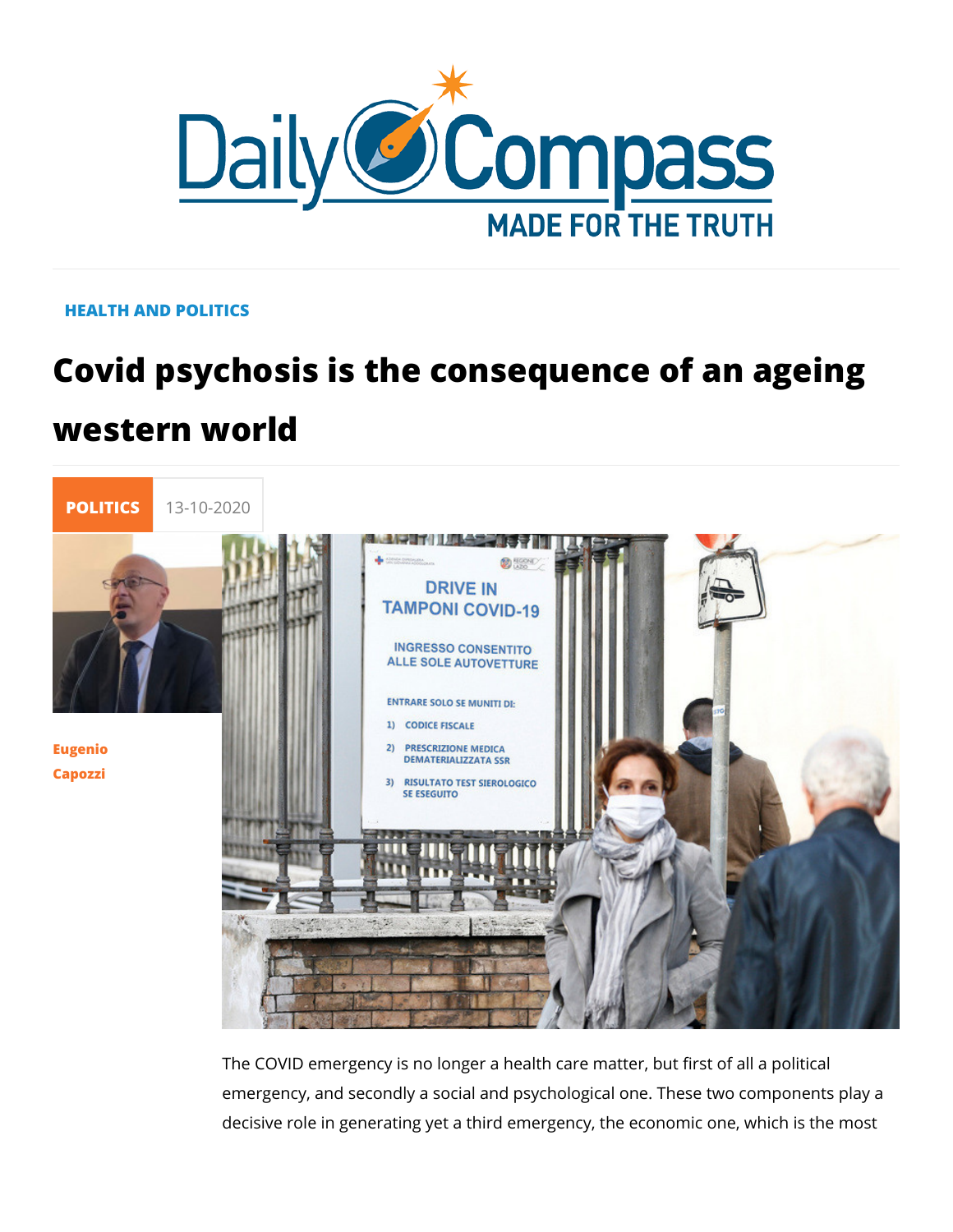HEALTH AND POLITICS

# Covid psychosis is the consequence of an ageing western world

POLITICS 13-10-2020

Eugenio Capozzi

The COVID emergency is no longer a health care matter, but first of all a political emergency, and secondly a social and psychological one. These two components play a decisive role in generating yet a third emergency, the economic one, which is the most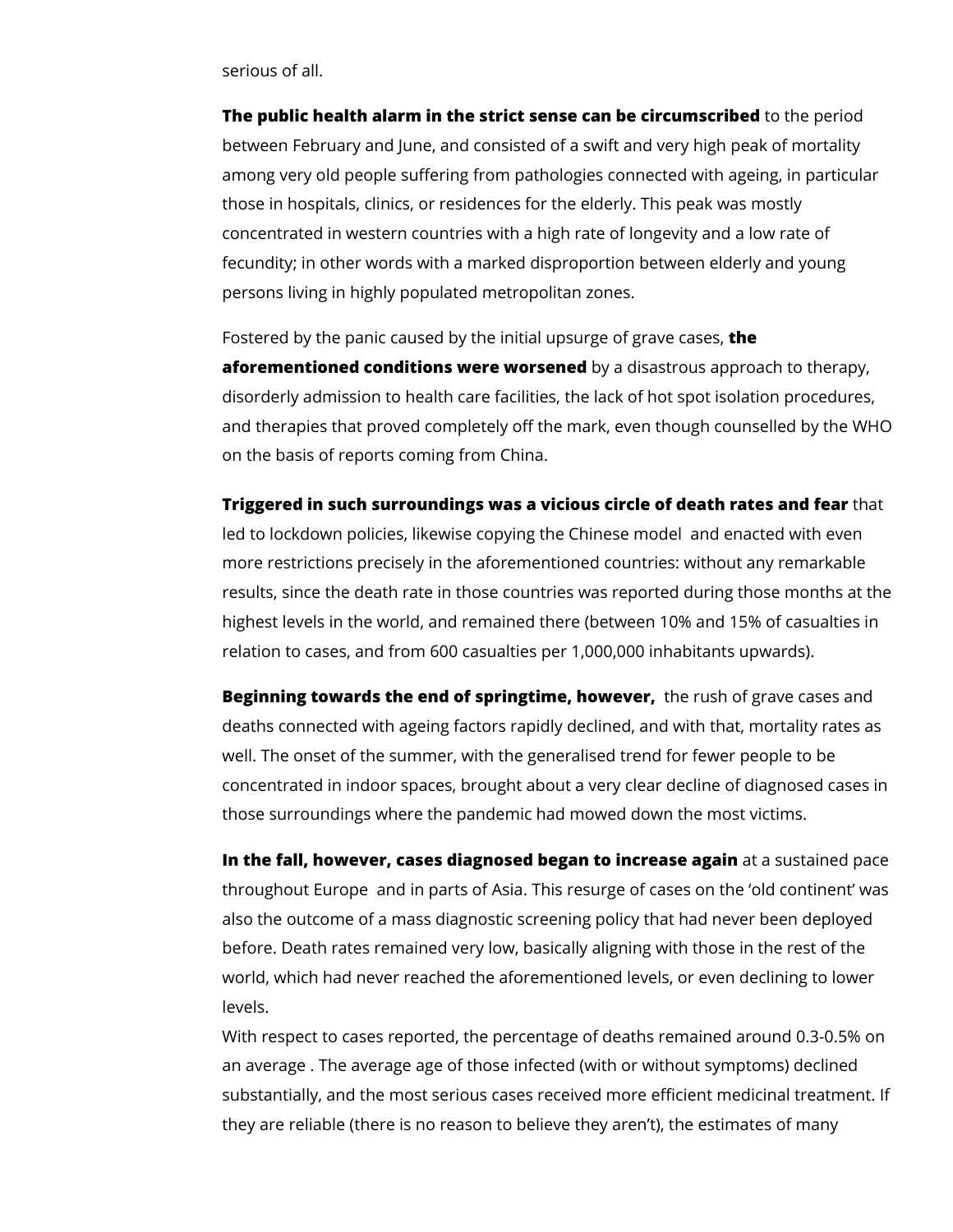serious of all.

**The public health alarm in the strict sense can be circumscribed** to the period between February and June, and consisted of a swift and very high peak of mortality among very old people suffering from pathologies connected with ageing, in particular those in hospitals, clinics, or residences for the elderly. This peak was mostly concentrated in western countries with a high rate of longevity and a low rate of fecundity; in other words with a marked disproportion between elderly and young persons living in highly populated metropolitan zones.

Fostered by the panic caused by the initial upsurge of grave cases, **the aforementioned conditions were worsened** by a disastrous approach to therapy, disorderly admission to health care facilities, the lack of hot spot isolation procedures, and therapies that proved completely off the mark, even though counselled by the WHO on the basis of reports coming from China.

**Triggered in such surroundings was a vicious circle of death rates and fear** that led to lockdown policies, likewise copying the Chinese model and enacted with even more restrictions precisely in the aforementioned countries: without any remarkable results, since the death rate in those countries was reported during those months at the highest levels in the world, and remained there (between 10% and 15% of casualties in relation to cases, and from 600 casualties per 1,000,000 inhabitants upwards).

**Beginning towards the end of springtime, however,** the rush of grave cases and deaths connected with ageing factors rapidly declined, and with that, mortality rates as well. The onset of the summer, with the generalised trend for fewer people to be concentrated in indoor spaces, brought about a very clear decline of diagnosed cases in those surroundings where the pandemic had mowed down the most victims.

**In the fall, however, cases diagnosed began to increase again** at a sustained pace throughout Europe and in parts of Asia. This resurge of cases on the 'old continent' was also the outcome of a mass diagnostic screening policy that had never been deployed before. Death rates remained very low, basically aligning with those in the rest of the world, which had never reached the aforementioned levels, or even declining to lower levels.

With respect to cases reported, the percentage of deaths remained around 0.3-0.5% on an average . The average age of those infected (with or without symptoms) declined substantially, and the most serious cases received more efficient medicinal treatment. If they are reliable (there is no reason to believe they aren't), the estimates of many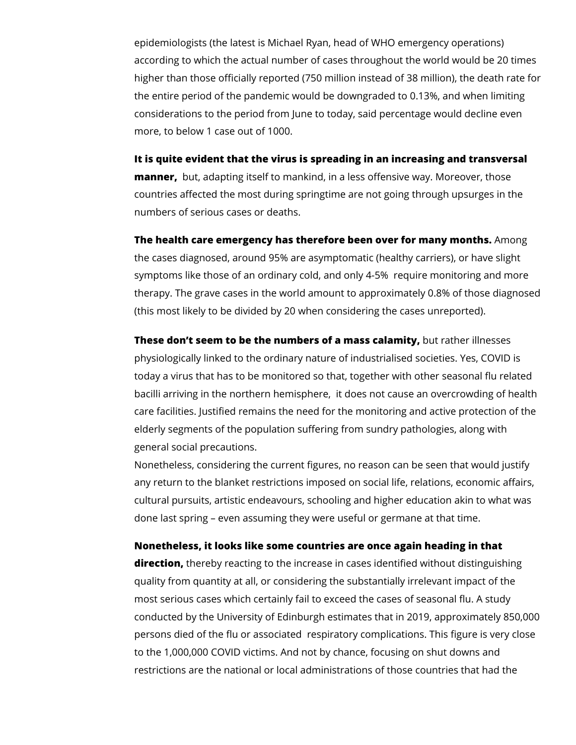epidemiologists (the latest is Michael Ryan, head of WHO emergency operations) according to which the actual number of cases throughout the world would be 20 times higher than those officially reported (750 million instead of 38 million), the death rate for the entire period of the pandemic would be downgraded to 0.13%, and when limiting considerations to the period from June to today, said percentage would decline even more, to below 1 case out of 1000.

**It is quite evident that the virus is spreading in an increasing and transversal manner,** but, adapting itself to mankind, in a less offensive way. Moreover, those countries affected the most during springtime are not going through upsurges in the numbers of serious cases or deaths.

**The health care emergency has therefore been over for many months.** Among the cases diagnosed, around 95% are asymptomatic (healthy carriers), or have slight symptoms like those of an ordinary cold, and only 4-5% require monitoring and more therapy. The grave cases in the world amount to approximately 0.8% of those diagnosed (this most likely to be divided by 20 when considering the cases unreported).

**These don't seem to be the numbers of a mass calamity,** but rather illnesses physiologically linked to the ordinary nature of industrialised societies. Yes, COVID is today a virus that has to be monitored so that, together with other seasonal flu related bacilli arriving in the northern hemisphere, it does not cause an overcrowding of health care facilities. Justified remains the need for the monitoring and active protection of the elderly segments of the population suffering from sundry pathologies, along with general social precautions.

Nonetheless, considering the current figures, no reason can be seen that would justify any return to the blanket restrictions imposed on social life, relations, economic affairs, cultural pursuits, artistic endeavours, schooling and higher education akin to what was done last spring – even assuming they were useful or germane at that time.

**Nonetheless, it looks like some countries are once again heading in that direction,** thereby reacting to the increase in cases identified without distinguishing quality from quantity at all, or considering the substantially irrelevant impact of the most serious cases which certainly fail to exceed the cases of seasonal flu. A study conducted by the University of Edinburgh estimates that in 2019, approximately 850,000 persons died of the flu or associated respiratory complications. This figure is very close to the 1,000,000 COVID victims. And not by chance, focusing on shut downs and restrictions are the national or local administrations of those countries that had the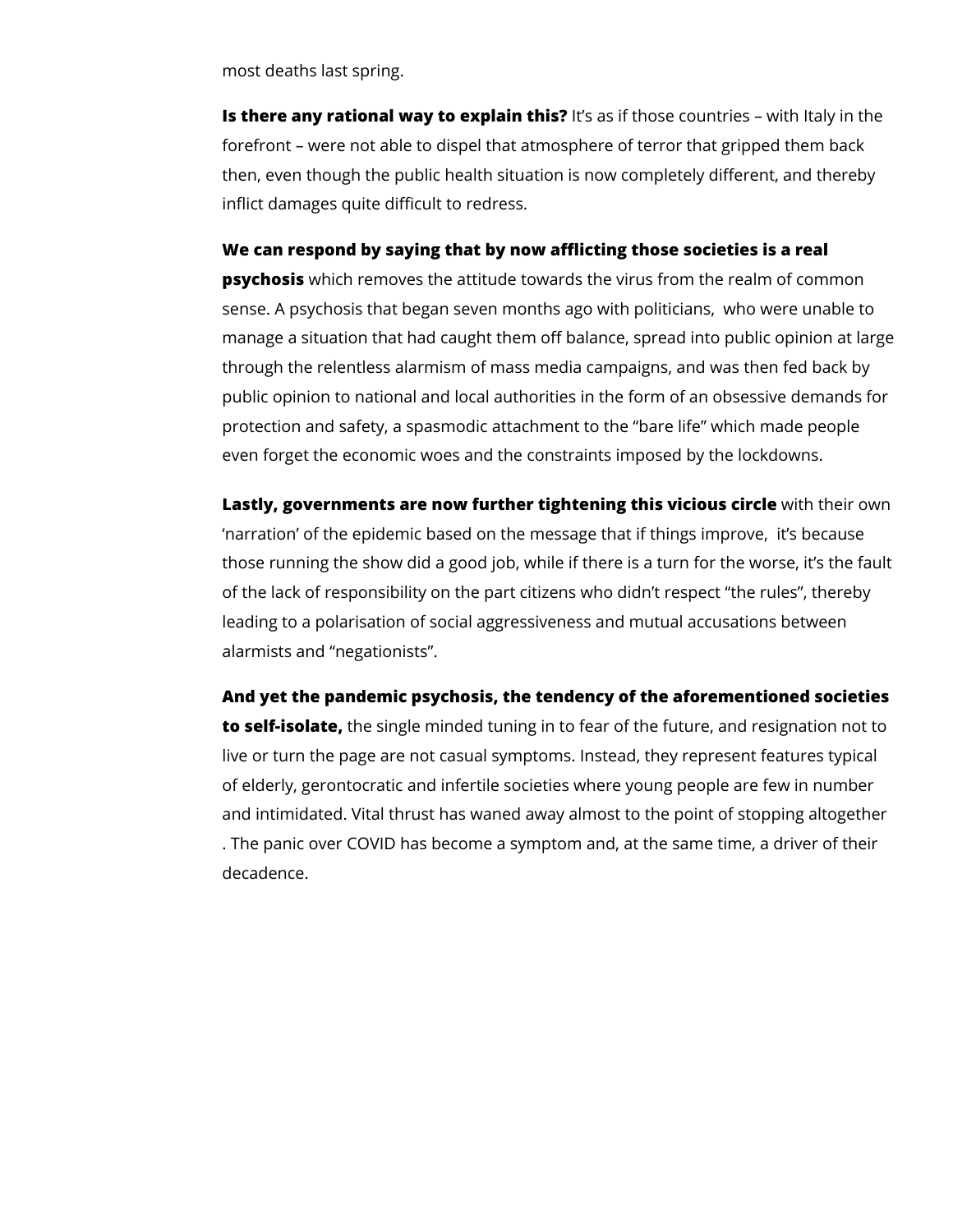most deaths last spring.

**Is there any rational way to explain this?** It's as if those countries – with Italy in the forefront – were not able to dispel that atmosphere of terror that gripped them back then, even though the public health situation is now completely different, and thereby inflict damages quite difficult to redress.

**We can respond by saying that by now afflicting those societies is a real psychosis** which removes the attitude towards the virus from the realm of common sense. A psychosis that began seven months ago with politicians, who were unable to manage a situation that had caught them off balance, spread into public opinion at large through the relentless alarmism of mass media campaigns, and was then fed back by public opinion to national and local authorities in the form of an obsessive demands for protection and safety, a spasmodic attachment to the "bare life" which made people even forget the economic woes and the constraints imposed by the lockdowns.

**Lastly, governments are now further tightening this vicious circle** with their own 'narration' of the epidemic based on the message that if things improve, it's because those running the show did a good job, while if there is a turn for the worse, it's the fault of the lack of responsibility on the part citizens who didn't respect "the rules", thereby leading to a polarisation of social aggressiveness and mutual accusations between alarmists and "negationists".

**And yet the pandemic psychosis, the tendency of the aforementioned societies to self-isolate,** the single minded tuning in to fear of the future, and resignation not to live or turn the page are not casual symptoms. Instead, they represent features typical of elderly, gerontocratic and infertile societies where young people are few in number and intimidated. Vital thrust has waned away almost to the point of stopping altogether . The panic over COVID has become a symptom and, at the same time, a driver of their decadence.